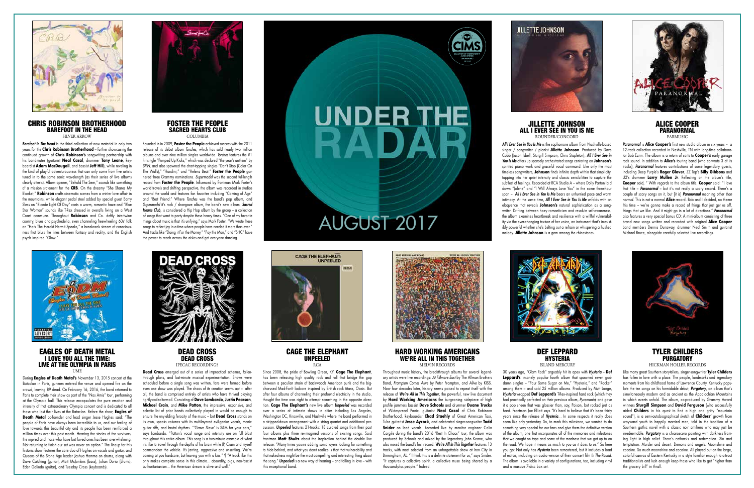# UNDER THE RADAR

# AUGUST 2017

## CHRIS ROBINSON BROTHERHOOD
### BAREFOOT IN THE HEAD
SILVER ARROW

*Barefoot In The Head* is the third collection of new material in only two years for the **Chris Robinson Brotherhood** – further showcasing the continued growth of **Chris Robinson's** songwriting partnership with his bandmates (guitarist **Neal Casal**, drummer **Tony Leone**, keyboardist **Adam MacDougall**, and bassist **Jeff Hill**), while reveling in the kind of playful adventurousness that can only come from five artists tuned in to the same sonic wavelength (as their series of live albums clearly attests). Album opener, "Behold The Seer," sounds like something of a mission statement for the **CRB**. On the dreamy "She Shares My Blanket," **Robinson** crafts cinematic scenes from a winter love affair in the mountains, while elegant pedal steel added by special guest Barry Sless on "Blonde Light Of Day" casts a warm, romantic haze and "Blue Star Woman" sounds like T-Rex dressed in overalls living on a West Coast commune. Throughout **Robinson** and Co. deftly intertwine country, blues and psychedelia, even channeling freewheeling 60s' folk on "Hark The Herald Hermit Speaks," a breakneck stream of consciousness that blurs the lines between fantasy and reality, and the English psych inspired "Glow."

## FOSTER THE PEOPLE
### SACRED HEARTS CLUB
COLUMBIA

Founded in in 2009, **Foster the People** achieved success with the 2011 release of its debut album *Torches*, which has sold nearly two million albums and over nine million singles worldwide. *Torches* features the #1 hit single "Pumped Up Kicks," which was declared "the year's anthem" by *SPIN*, and also spawned the chart-topping singles "Don't Stop (Color On The Walls)," "Houdini," and "Helena Beat." **Foster the People** garnered three Grammy nominations. *Supermodel* was the second full-length record from **Foster the People**. Influenced by frontman Mark Foster's world travels and shifting perspective, the album was recorded in studios around the world and features fan favorites including "Coming of Age" and "Best Friend." Where *Torches* was the band's pop album, and *Supermodel* it's rock / shoegaze album, the band's new album, *Sacred Hearts Club*, is considered a Hip Hop album by the group – a collection of songs that want to party despite these heavy times. "One of my favorite things about music is that it's unifying," says Mark Foster. "We wrote these songs to reflect joy in a time where people have needed it more than ever." And tracks like "Doing it For the Money," "Pay the Man," and "SHC" have the power to reach across the aisles and get everyone dancing.

## JILLETTE JOHNSON
### ALL I EVER SEE IN YOU IS ME
ROUNDER/CONCORD

*All I Ever See in You Is Me* is the sophomore album from Nashville-based singer / songwriter / pianist **Jillette Johnson**. Produced by Dave Cobb (Jason Isbell, Sturgill Simpson, Chris Stapleton), *All I Ever See in You Is Me* offers up sparsely orchestrated songs centering on **Johnson's** spirited piano work and graceful vocal command. Like only the most timeless songwriters, **Johnson** finds infinite depth within that simplicity, tapping into her quiet intensity and classic sensibilities to capture the subtlest of feelings. Recorded at RCA Studio A – where Dolly Parton laid down "Jolene" and "I Will Always Love You" in the same three-hour span – *All I Ever See in You Is Me* bears an unhurried pace and warm intimacy. At the same time, *All I Ever See in You Is Me* unfolds with an eloquence that reveals **Johnson's** natural sophistication as a songwriter. Drifting between hazy romanticism and resolute self-awareness, the album examines heartbreak and resilience with a willful vulnerability via the ever-changing texture of her voice, an instrument that's irresistibly powerful whether she's belting out a refrain or whispering a hushed melody. **Jillette Johnson** is a gem among the rhinestones.

## ALICE COOPER
### PARANORMAL
EARMUSIC

*Paranormal* is **Alice Cooper's** first new studio album in six years – a 12-track collection recorded in Nashville, TN with long-time collaborator Bob Ezrin. The album is a return of sorts to **Cooper's** early garage rock sound. In addition to **Alice's** touring band (who co-wrote 3 of its tracks), *Paranormal* features contributions of some legendary guests, including Deep Purple's **Roger Glover**, ZZ Top's **Billy Gibbons** and U2's drummer **Larry Mullen Jr**. Reflecting on the album's title, **Cooper** said, " With regards to the album title, **Cooper** said: "I love that title – *Paranormal* – but it's not really a scary record. There's a couple of scary songs on it, but [it is] *Paranormal* meaning *other than normal*. This is not a normal **Alice** record. Bob and I decided, no theme this time – we're gonna make a record of things that just get us off, things that we like. And it might go in a lot of directions." *Paranormal* also features a very special bonus CD: A mini-album consisting of three brand new songs written and recorded with original **Alice Cooper** band members Dennis Dunaway, drummer Neal Smith and guitarist Michael Bruce, alongside carefully selected live recordings.

## EAGLES OF DEATH METAL
### I LOVE YOU ALL THE TIME: LIVE AT THE OLYMPIA IN PARIS
UME

During **Eagles of Death Metal's** November 13, 2015 concert at the Bataclan in Paris, gunmen entered the venue and opened fire on the crowd, leaving 89 dead. On February 16, 2016, the band returned to Paris to complete their show as part of the "Nos Amis" tour, performing at the Olympia hall. This release encapsulates the pure emotion and intensity of that extraordinary Olympia concert and is dedicated to all those who lost their lives at the Bataclan. Before the show, **Eagles of Death Metal** co-founder and lead singer Jesse Hughes said: "The people of Paris have always been incredible to us, and our feeling of love towards this beautiful city and its people has been reinforced a million times over this past month. Hearing the stories of the survivors, the injured and those who have lost loved ones has been overwhelming. Not returning to finish our set was never an option." The lineup for this historic show features the core duo of Hughes on vocals and guitar, and Queens of the Stone Age leader Joshua Homme on drums, along with Dave Catching (guitar), Matt McJunkins (bass), Julian Dorio (drums), Eden Galindo (guitar), and Tuesday Cross (keyboards).

## DEAD CROSS
### DEAD CROSS
IPECAC RECORDINGS

**Dead Cross** emerged out of a series of impractical schemes, fallen-through plans, and last-minute musical experimentation. Shows were scheduled before a single song was written, fans were formed before even one show was played. The chaos of its creation seems apt – after all, the band is comprised entirely of artists who have thrived playing tightly-coiled turmoil. Consisting of **Dave Lombardo**, **Justin Pearson**, **Michael Crain**, and **Mike Patton**, the impressive, expansive, and eclectic list of prior bands collectively played in would be enough to ensure the unyielding ferocity of the music – but **Dead Cross** stands on its own, speaks volumes with its multilayered evil-genius vocals, manic guitar riffs, and brutal rhythms. "'Grave Slave' is S&M for your ears," says Lombardo. "Patton's vocal range and intensity are on full blast throughout this entire album. This song is a two-minute example of what it's like to travel through the depths of his brain while JP, Crain and myself commandeer the vehicle. It's jarring, aggressive and unsettling. We're coming at you hardcore, but leaving you with a kiss." ¶ "A track like this only makes complete sense in this climate... absurdity, pigs, neo-fascist authoritarianism... the American dream is alive and well."

## CAGE THE ELEPHANT
### UNPEELED
RCA

Since 2008, the pride of Bowling Green, KY, **Cage The Elephant**, has been releasing high quality rock and roll that bridge the gap between a peculiar strain of backwoods American punk and the big-chorused Mad-For-It ladcore inspired by British rock titans, Oasis. But after four albums of channeling their profound electricity in the studio, thought the time was right to attempt something in the opposite direction. **Cage The Elephant's** new live album *Unpeeled* was recorded over a series of intimate shows in cities including Los Angeles, Washington DC, Knoxville, and Nashville where the band performed in a stripped-down arrangement with a string quartet and additional percussion. *Unpeeled* features 21-tracks: 18 curated songs from their past four albums plus three re-imagined versions of existing songs. Said frontman **Matt Shultz** about the inspiration behind the double live release: "Many times you're adding sonic layers looking for something to hide behind, and what you don't realize is that that vulnerability and that nakedness might be the most compelling and interesting thing about the song." *Unpeeled* is a new way of hearing – and falling in love – with this exceptional band.

## HARD WORKING AMERICANS
### WE'RE ALL IN THIS TOGETHER
MELVIN RECORDS

Throughout music history, the breakthrough albums for several legendary artists were live recordings: *At Fillmore East* by The Allman Brothers Band, *Frampton Comes Alive* by Peter Frampton, and *Alive* by KISS. Now four decades later, history seems poised to repeat itself with the release of *We're All In This Together*, the powerful, new live document by **Hard Working Americans** the burgeoning sidepiece of high profile jammers bassist **Dave Schools** and drummer **Duane Trucks** of Widespread Panic, guitarist **Neal Casal** of Chris Robinson Brotherhood, keyboardist **Chad Staehly** of Great American Taxi, Tulsa guitarist **Jesse Aycock**, and celebrated singer-songwriter **Todd Snider** on lead vocals. Recorded live by monitor engineer Colin Cargile during the band's 2016 "Rest In Chaos" tour, the album was produced by Schools and mixed by the legendary John Keane, who also mixed the band's first record. *We're All In This Together* features 13 tracks, with most selected from an unforgettable show at Iron City in Birmingham, AL. " I think this is a definite statement for us," says Snider. "It captures a collective spirit, a collective muse being shared by a thousand-plus people." Indeed.

## DEF LEPPARD
### HYSTERIA
ISLAND MERCURY

30 years ago, "Glam Rock" arguably hit its apex with *Hysteria* – **Def Leppard's** insanely popular fourth album that spawned seven goddamn singles – "Pour Some Sugar on Me," "Hysteria," and "Rocket" among them – and sold 25 million albums. Produced by Mutt Lange, *Hysteria* wrapped **Def Leppard's** T-Rex-inspired hard rock (which they had practically perfected on their previous album, *Pyromania*) and gave it a pop sheen that was glossier than, say, Poison, but rocked just as hard. Frontman Joe Elliott says "It's hard to believe that it's been thirty years since the release of *Hysteria*... In some respects it really does seem like only yesterday. So, to mark this milestone, we wanted to do something very special for our fans and give them the definitive version of the album, one that incorporates all of the memories and milestones that we caught on tape and some of the madness that we got up to on the road. We hope it means as much to you as it does to us." So here you go: Not only has *Hysteria* been remastered, but it includes a load of extras, including an audio version of their concert film *In The Round*. The album is available in a variety of configurations, too, including vinyl and a massive 7-disc box set.

## TYLER CHILDERS
### PURGATORY
HICKMAN HOLLER RECORDS

Like many great Southern storytellers, singer-songwriter **Tyler Childers** has fallen in love with a place. The people, landmarks and legendary moments from his childhood home of Lawrence County, Kentucky populate the ten songs on his formidable debut, *Purgatory*, an album that's simultaneously modern and as ancient as the Appalachian Mountains in which events unfold. The album, coproduced by Grammy Award winners **Sturgill Simpson** and **David Ferguson** (who successfully aided **Childers** in his quest to find a high and gritty "mountain sound"), is a semi-autobiographical sketch of **Childers'** growth from wayward youth to happily married man, told in the tradition of a Southern gothic novel with a classic noir antihero who may just be irredeemable. *Purgatory* is a chiaroscuro painting with darkness framing light in high relief. There's catharsis and redemption. Sin and temptation. Murder and deceit. Demons and angels. Moonshine and cocaine. So much moonshine and cocaine. All played out on the large, colorful canvas of Eastern Kentucky in a style familiar enough to attract traditionalists and lush enough keep those who like to get "higher than the grocery bill" in thrall.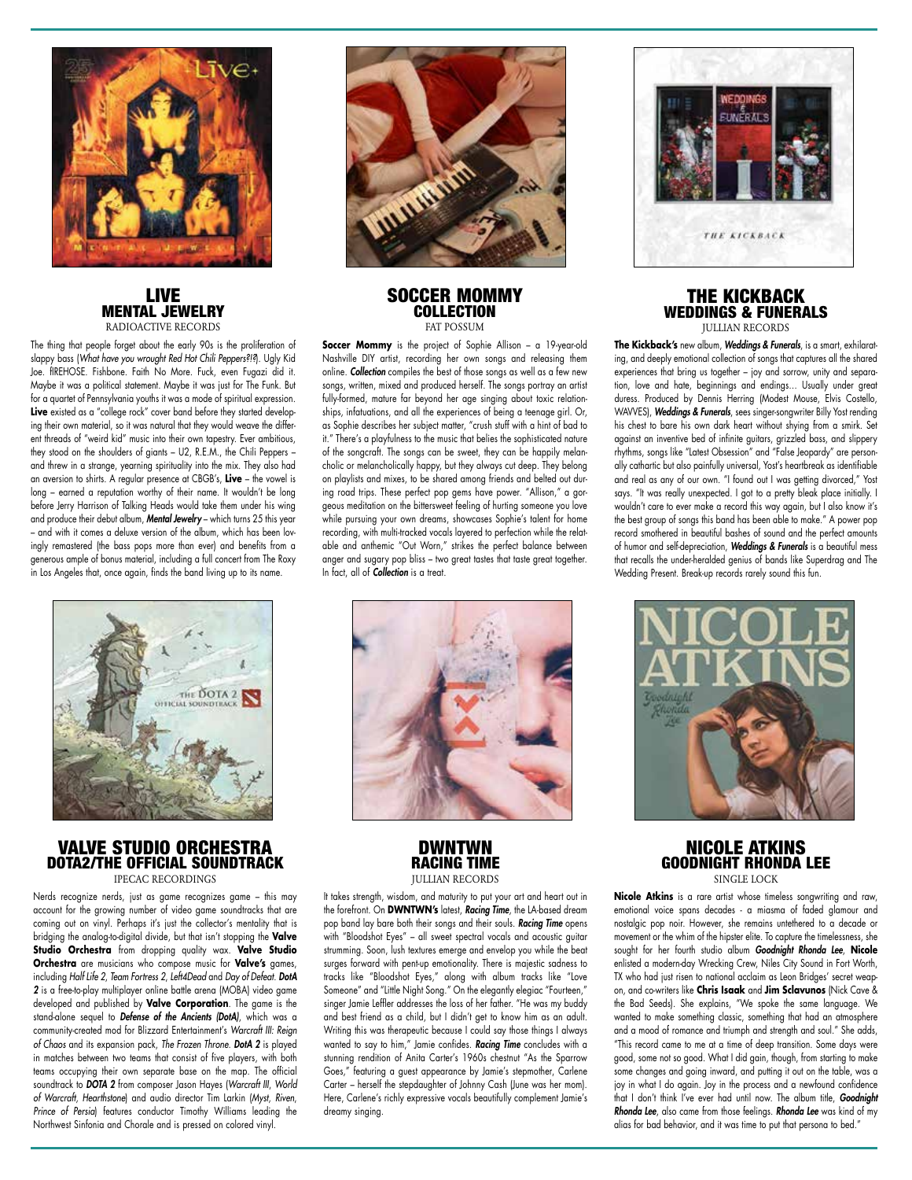## LIVE
### MENTAL JEWELRY
RADIOACTIVE RECORDS

The thing that people forget about the early 90s is the proliferation of slappy bass (*What have you wrought Red Hot Chili Peppers?!?*). Ugly Kid Joe. fIREHOSE. Fishbone. Faith No More. Fuck, even Fugazi did it. Maybe it was a political statement. Maybe it was just for The Funk. But for a quartet of Pennsylvania youths it was a mode of spiritual expression. **Live** existed as a "college rock" cover band before they started developing their own material, so it was natural that they would weave the different threads of "weird kid" music into their own tapestry. Ever ambitious, they stood on the shoulders of giants – U2, R.E.M., the Chili Peppers – and threw in a strange, yearning spirituality into the mix. They also had an aversion to shirts. A regular presence at CBGB's, **Live** – the vowel is long – earned a reputation worthy of their name. It wouldn't be long before Jerry Harrison of Talking Heads would take them under his wing and produce their debut album, ***Mental Jewelry*** – which turns 25 this year – and with it comes a deluxe version of the album, which has been lovingly remastered (the bass pops more than ever) and benefits from a generous ample of bonus material, including a full concert from The Roxy in Los Angeles that, once again, finds the band living up to its name.

## SOCCER MOMMY
### COLLECTION
FAT POSSUM

**Soccer Mommy** is the project of Sophie Allison – a 19-year-old Nashville DIY artist, recording her own songs and releasing them online. ***Collection*** compiles the best of those songs as well as a few new songs, written, mixed and produced herself. The songs portray an artist fully-formed, mature far beyond her age singing about toxic relationships, infatuations, and all the experiences of being a teenage girl. Or, as Sophie describes her subject matter, "crush stuff with a hint of bad to it." There's a playfulness to the music that belies the sophisticated nature of the songcraft. The songs can be sweet, they can be happily melancholic or melancholically happy, but they always cut deep. They belong on playlists and mixes, to be shared among friends and belted out during road trips. These perfect pop gems have power. "Allison," a gorgeous meditation on the bittersweet feeling of hurting someone you love while pursuing your own dreams, showcases Sophie's talent for home recording, with multi-tracked vocals layered to perfection while the relatable and anthemic "Out Worn," strikes the perfect balance between anger and sugary pop bliss – two great tastes that taste great together. In fact, all of ***Collection*** is a treat.

## THE KICKBACK
### WEDDINGS & FUNERALS
JULLIAN RECORDS

**The Kickback's** new album, ***Weddings & Funerals***, is a smart, exhilarating, and deeply emotional collection of songs that captures all the shared experiences that bring us together – joy and sorrow, unity and separation, love and hate, beginnings and endings… Usually under great duress. Produced by Dennis Herring (Modest Mouse, Elvis Costello, WAVVES), ***Weddings & Funerals***, sees singer-songwriter Billy Yost rending his chest to bare his own dark heart without shying from a smirk. Set against an inventive bed of infinite guitars, grizzled bass, and slippery rhythms, songs like "Latest Obsession" and "False Jeopardy" are personally cathartic but also painfully universal, Yost's heartbreak as identifiable and real as any of our own. "I found out I was getting divorced," Yost says. "It was really unexpected. I got to a pretty bleak place initially. I wouldn't care to ever make a record this way again, but I also know it's the best group of songs this band has been able to make." A power pop record smothered in beautiful bashes of sound and the perfect amounts of humor and self-deprecation, ***Weddings & Funerals*** is a beautiful mess that recalls the under-heralded genius of bands like Superdrag and The Wedding Present. Break-up records rarely sound this fun.

## VALVE STUDIO ORCHESTRA
### DOTA2/THE OFFICIAL SOUNDTRACK
IPECAC RECORDINGS

Nerds recognize nerds, just as game recognizes game – this may account for the growing number of video game soundtracks that are coming out on vinyl. Perhaps it's just the collector's mentality that is bridging the analog-to-digital divide, but that isn't stopping the **Valve Studio Orchestra** from dropping quality wax. **Valve Studio Orchestra** are musicians who compose music for **Valve's** games, including *Half Life 2*, *Team Fortress 2*, *Left4Dead* and *Day of Defeat*. ***DotA 2*** is a free-to-play multiplayer online battle arena (MOBA) video game developed and published by **Valve Corporation**. The game is the stand-alone sequel to ***Defense of the Ancients (DotA)***, which was a community-created mod for Blizzard Entertainment's *Warcraft III: Reign of Chaos* and its expansion pack, *The Frozen Throne*. ***DotA 2*** is played in matches between two teams that consist of five players, with both teams occupying their own separate base on the map. The official soundtrack to ***DOTA 2*** from composer Jason Hayes (*Warcraft III*, *World of Warcraft*, *Hearthstone*) and audio director Tim Larkin (*Myst*, *Riven*, *Prince of Persia*) features conductor Timothy Williams leading the Northwest Sinfonia and Chorale and is pressed on colored vinyl.

## DWNTWN
### RACING TIME
JULLIAN RECORDS

It takes strength, wisdom, and maturity to put your art and heart out in the forefront. On **DWNTWN's** latest, ***Racing Time***, the LA-based dream pop band lay bare both their songs and their souls. ***Racing Time*** opens with "Bloodshot Eyes" – all sweet spectral vocals and acoustic guitar strumming. Soon, lush textures emerge and envelop you while the beat surges forward with pent-up emotionality. There is majestic sadness to tracks like "Bloodshot Eyes," along with album tracks like "Love Someone" and "Little Night Song." On the elegantly elegiac "Fourteen," singer Jamie Leffler addresses the loss of her father. "He was my buddy and best friend as a child, but I didn't get to know him as an adult. Writing this was therapeutic because I could say those things I always wanted to say to him," Jamie confides. ***Racing Time*** concludes with a stunning rendition of Anita Carter's 1960s chestnut "As the Sparrow Goes," featuring a guest appearance by Jamie's stepmother, Carlene Carter – herself the stepdaughter of Johnny Cash (June was her mom). Here, Carlene's richly expressive vocals beautifully complement Jamie's dreamy singing.

## NICOLE ATKINS
### GOODNIGHT RHONDA LEE
SINGLE LOCK

**Nicole Atkins** is a rare artist whose timeless songwriting and raw, emotional voice spans decades - a miasma of faded glamour and nostalgic pop noir. However, she remains untethered to a decade or movement or the whim of the hipster elite. To capture the timelessness, she sought for her fourth studio album ***Goodnight Rhonda Lee***, **Nicole** enlisted a modern-day Wrecking Crew, Niles City Sound in Fort Worth, TX who had just risen to national acclaim as Leon Bridges' secret weapon, and co-writers like **Chris Isaak** and **Jim Sclavunos** (Nick Cave & the Bad Seeds). She explains, "We spoke the same language. We wanted to make something classic, something that had an atmosphere and a mood of romance and triumph and strength and soul." She adds, "This record came to me at a time of deep transition. Some days were good, some not so good. What I did gain, though, from starting to make some changes and going inward, and putting it out on the table, was a joy in what I do again. Joy in the process and a newfound confidence that I don't think I've ever had until now. The album title, ***Goodnight Rhonda Lee***, also came from those feelings. ***Rhonda Lee*** was kind of my alias for bad behavior, and it was time to put that persona to bed."